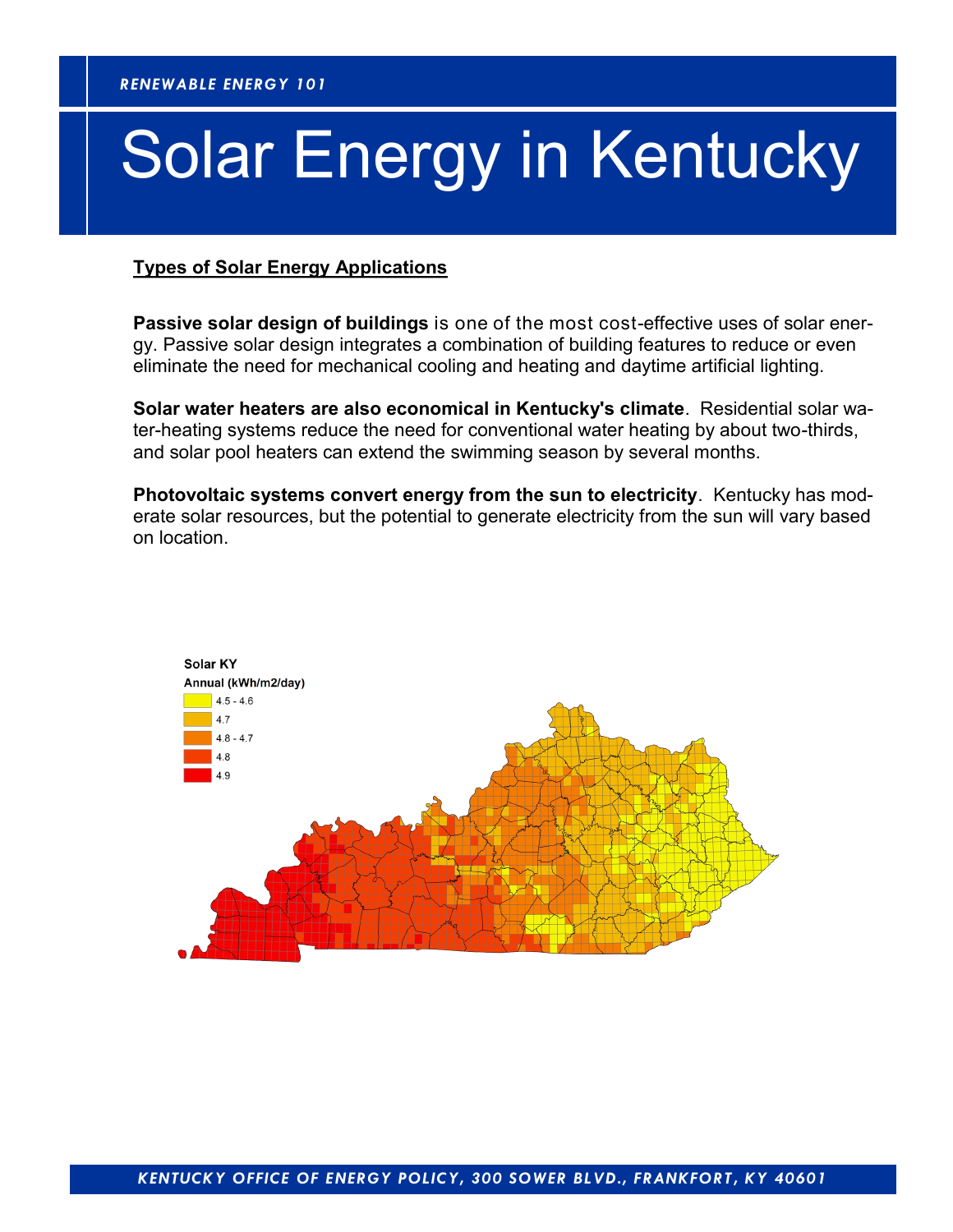*RENEWABLE ENERGY 101*

# Solar Energy in Kentucky

## Types of Solar Energy Applications

**Passive solar design of buildings** is one of the most cost-effective uses of solar energy. Passive solar design integrates a combination of building features to reduce or even eliminate the need for mechanical cooling and heating and daytime artificial lighting.

**Solar water heaters are also economical in Kentucky's climate**. Residential solar water-heating systems reduce the need for conventional water heating by about two-thirds, and solar pool heaters can extend the swimming season by several months.

**Photovoltaic systems convert energy from the sun to electricity**. Kentucky has moderate solar resources, but the potential to generate electricity from the sun will vary based on location.

Solar KY

Annual (kWh/m2/day)

- 4.5 - 4.6
- 4.7
- 4.8 - 4.7
- 4.8
- 4.9

*KENTUCKY OFFICE OF ENERGY POLICY, 300 SOWER BLVD., FRANKFORT, KY 40601*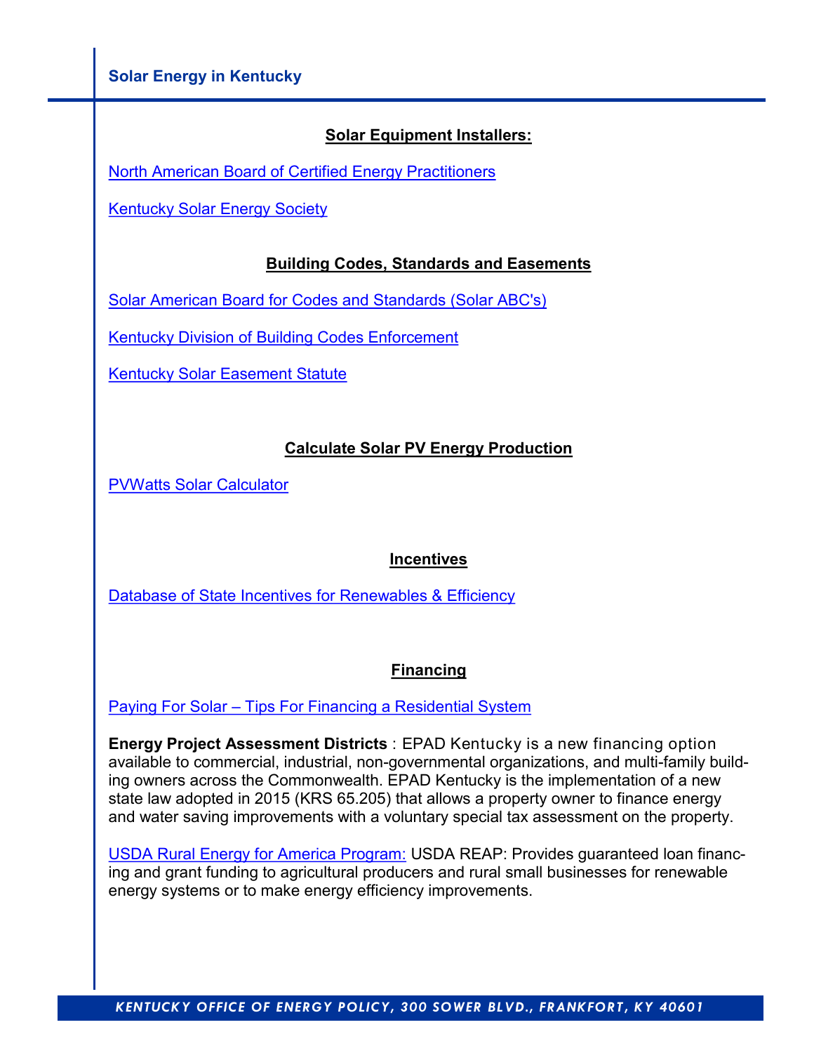## Solar Equipment Installers:

North American Board of Certified Energy Practitioners

Kentucky Solar Energy Society

## Building Codes, Standards and Easements

Solar American Board for Codes and Standards (Solar ABC's)

Kentucky Division of Building Codes Enforcement

Kentucky Solar Easement Statute

## Calculate Solar PV Energy Production

PVWatts Solar Calculator

## Incentives

Database of State Incentives for Renewables & Efficiency

## Financing

Paying For Solar – Tips For Financing a Residential System

**Energy Project Assessment Districts** : EPAD Kentucky is a new financing option available to commercial, industrial, non-governmental organizations, and multi-family building owners across the Commonwealth. EPAD Kentucky is the implementation of a new state law adopted in 2015 (KRS 65.205) that allows a property owner to finance energy and water saving improvements with a voluntary special tax assessment on the property.

USDA Rural Energy for America Program: USDA REAP: Provides guaranteed loan financing and grant funding to agricultural producers and rural small businesses for renewable energy systems or to make energy efficiency improvements.